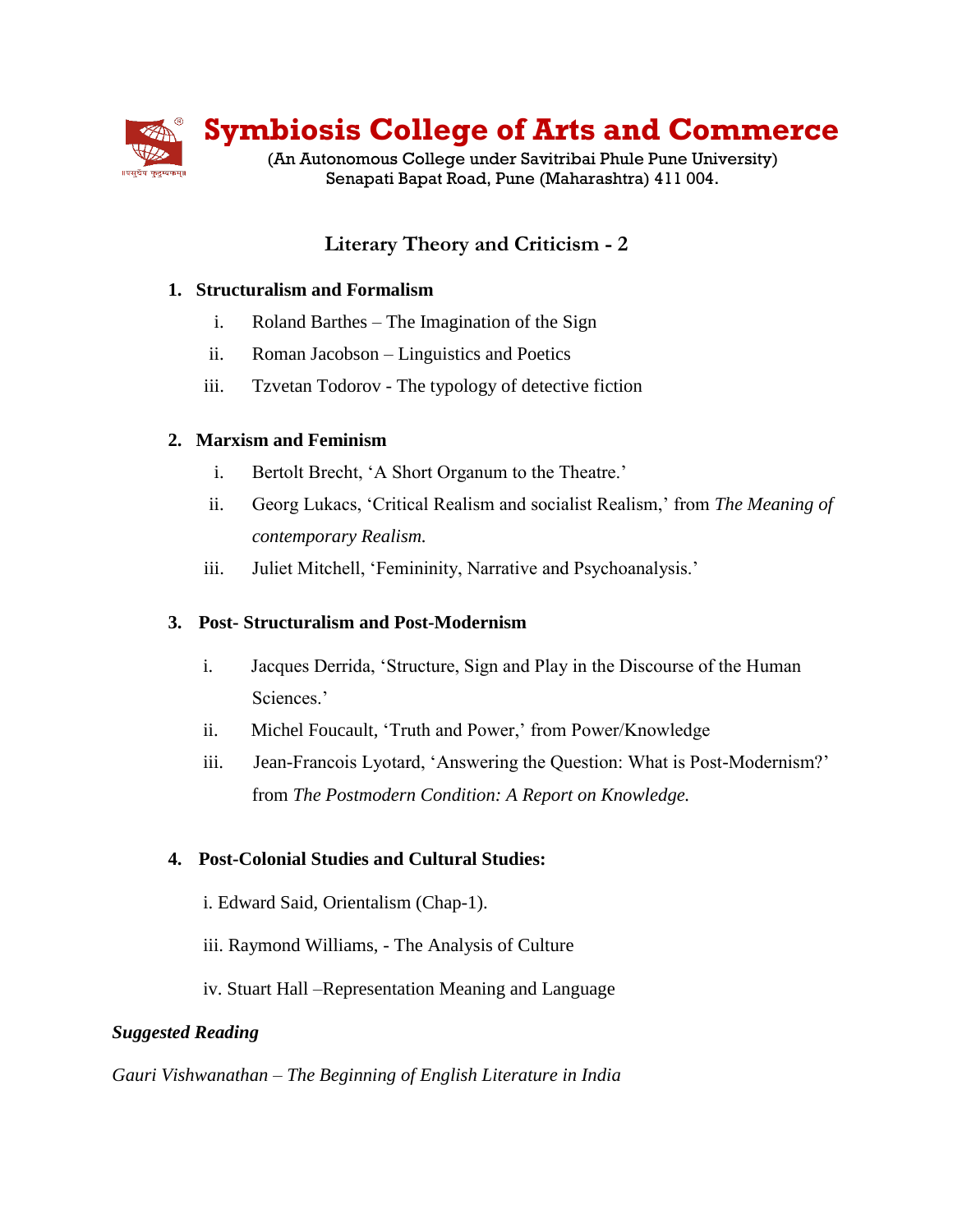# Symbiosis College of Arts and Commerce

(An Autonomous College under Savitribai Phule Pune University)
Senapati Bapat Road, Pune (Maharashtra) 411 004.

## Literary Theory and Criticism - 2

1. **Structuralism and Formalism**
   i. Roland Barthes – The Imagination of the Sign
   ii. Roman Jacobson – Linguistics and Poetics
   iii. Tzvetan Todorov - The typology of detective fiction

2. **Marxism and Feminism**
   i. Bertolt Brecht, 'A Short Organum to the Theatre.'
   ii. Georg Lukacs, 'Critical Realism and socialist Realism,' from *The Meaning of contemporary Realism.*
   iii. Juliet Mitchell, 'Femininity, Narrative and Psychoanalysis.'

3. **Post- Structuralism and Post-Modernism**
   i. Jacques Derrida, 'Structure, Sign and Play in the Discourse of the Human Sciences.'
   ii. Michel Foucault, 'Truth and Power,' from Power/Knowledge
   iii. Jean-Francois Lyotard, 'Answering the Question: What is Post-Modernism?' from *The Postmodern Condition: A Report on Knowledge.*

4. **Post-Colonial Studies and Cultural Studies:**
   i. Edward Said, Orientalism (Chap-1).
   iii. Raymond Williams, - The Analysis of Culture
   iv. Stuart Hall –Representation Meaning and Language

***Suggested Reading***

*Gauri Vishwanathan – The Beginning of English Literature in India*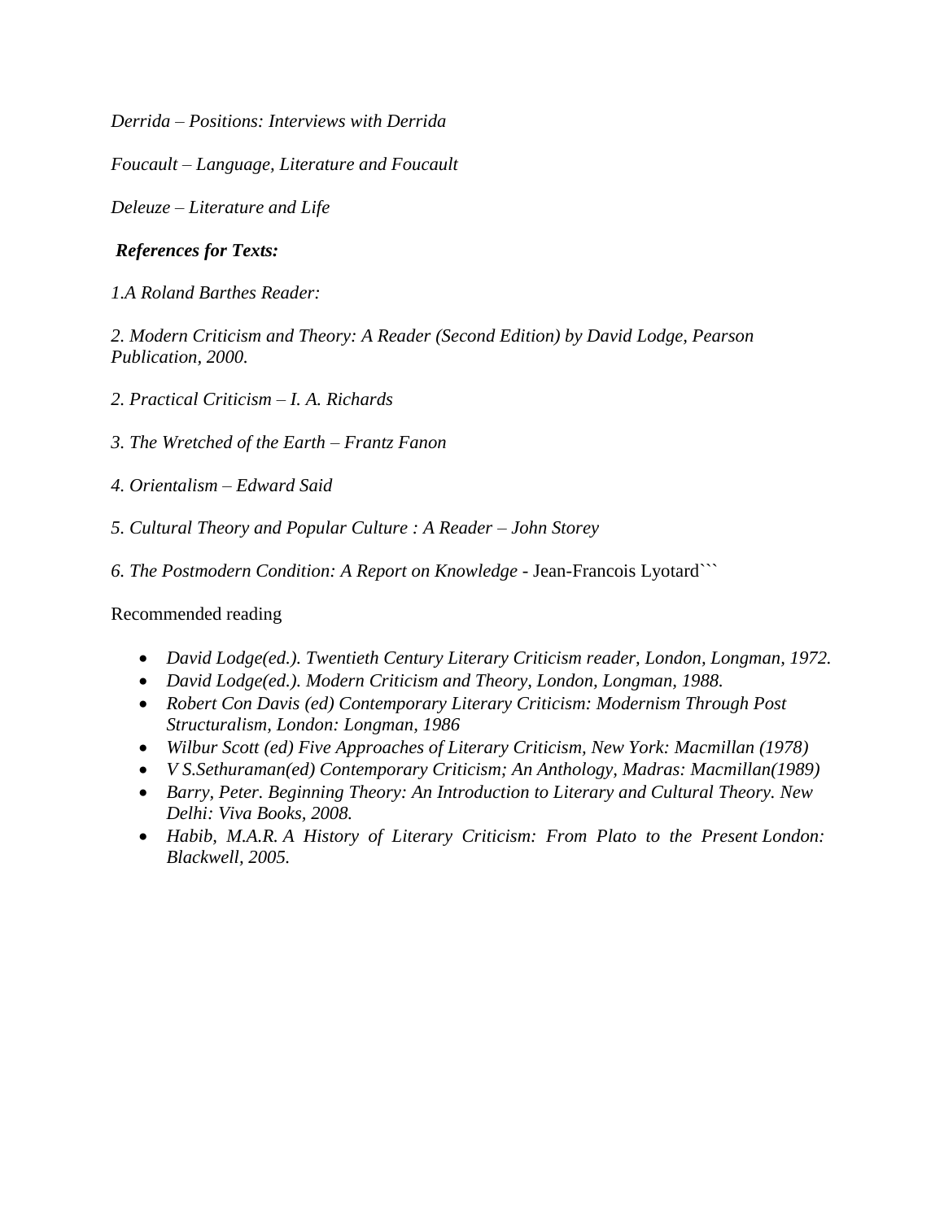*Derrida – Positions: Interviews with Derrida*

*Foucault – Language, Literature and Foucault*

*Deleuze – Literature and Life*

***References for Texts:***

*1.A Roland Barthes Reader:*

*2. Modern Criticism and Theory: A Reader (Second Edition) by David Lodge, Pearson Publication, 2000.*

*2. Practical Criticism – I. A. Richards*

*3. The Wretched of the Earth – Frantz Fanon*

*4. Orientalism – Edward Said*

*5. Cultural Theory and Popular Culture : A Reader – John Storey*

*6. The Postmodern Condition: A Report on Knowledge* - Jean-Francois Lyotard```

Recommended reading

- *David Lodge(ed.). Twentieth Century Literary Criticism reader, London, Longman, 1972.*
- *David Lodge(ed.). Modern Criticism and Theory, London, Longman, 1988.*
- *Robert Con Davis (ed) Contemporary Literary Criticism: Modernism Through Post Structuralism, London: Longman, 1986*
- *Wilbur Scott (ed) Five Approaches of Literary Criticism, New York: Macmillan (1978)*
- *V S.Sethuraman(ed) Contemporary Criticism; An Anthology, Madras: Macmillan(1989)*
- *Barry, Peter. Beginning Theory: An Introduction to Literary and Cultural Theory. New Delhi: Viva Books, 2008.*
- *Habib, M.A.R. A History of Literary Criticism: From Plato to the Present London: Blackwell, 2005.*